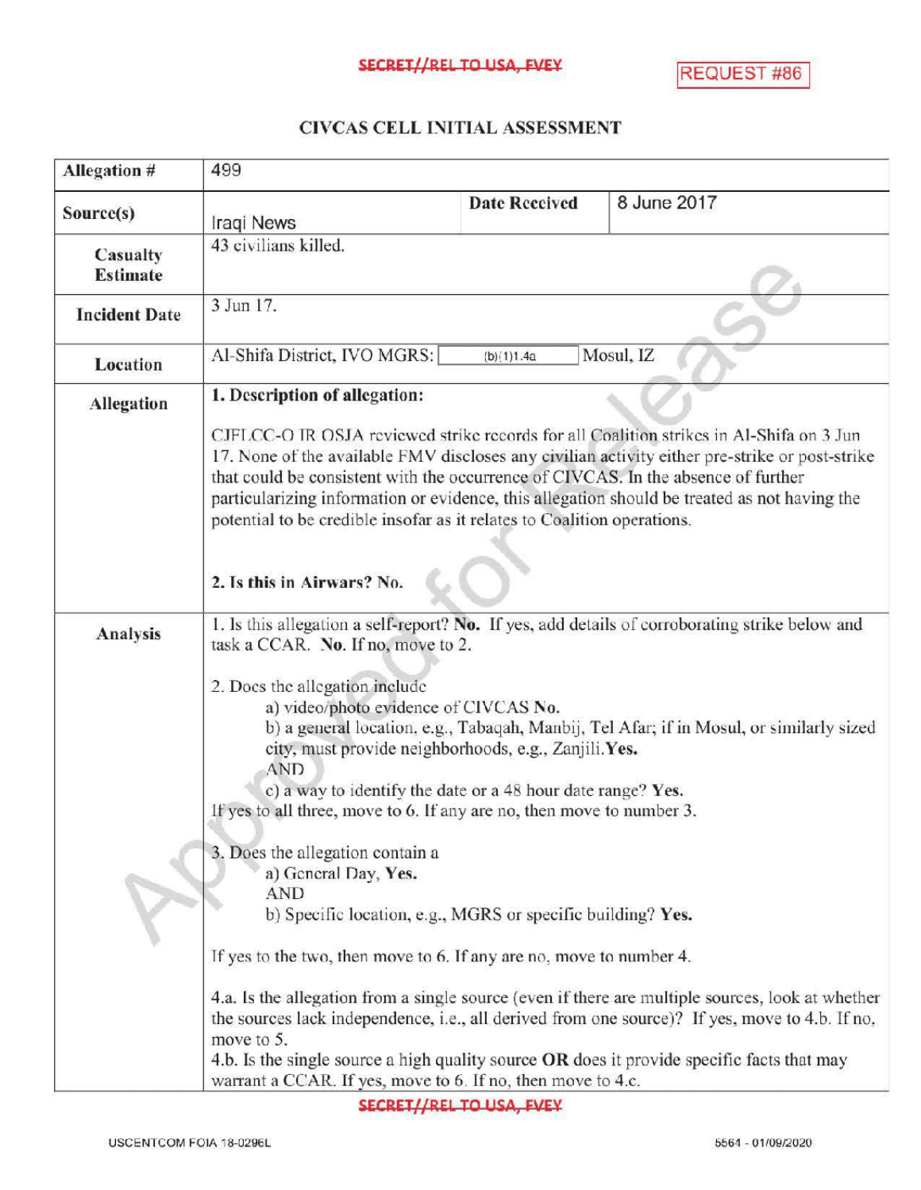SECRET//REL TO USA, FVEY

REQUEST #86

# CIVCAS CELL INITIAL ASSESSMENT

| | | | |
|---|---|---|---|
| **Allegation #** | 499 | | |
| **Source(s)** | Iraqi News | **Date Received** | 8 June 2017 |
| **Casualty Estimate** | 43 civilians killed. | | |
| **Incident Date** | 3 Jun 17. | | |
| **Location** | Al-Shifa District, IVO MGRS: (b)(1)1.4a Mosul, IZ | | |
| **Allegation** | **1. Description of allegation:**<br><br>CJFLCC-O IR OSJA reviewed strike records for all Coalition strikes in Al-Shifa on 3 Jun 17. None of the available FMV discloses any civilian activity either pre-strike or post-strike that could be consistent with the occurrence of CIVCAS. In the absence of further particularizing information or evidence, this allegation should be treated as not having the potential to be credible insofar as it relates to Coalition operations.<br><br>**2. Is this in Airwars? No.** | | |
| **Analysis** | 1. Is this allegation a self-report? **No.** If yes, add details of corroborating strike below and task a CCAR. **No.** If no, move to 2.<br><br>2. Does the allegation include<br>a) video/photo evidence of CIVCAS **No.**<br>b) a general location, e.g., Tabaqah, Manbij, Tel Afar; if in Mosul, or similarly sized city, must provide neighborhoods, e.g., Zanjili.**Yes.**<br>AND<br>c) a way to identify the date or a 48 hour date range? **Yes.**<br>If yes to all three, move to 6. If any are no, then move to number 3.<br><br>3. Does the allegation contain a<br>a) General Day, **Yes.**<br>AND<br>b) Specific location, e.g., MGRS or specific building? **Yes.**<br><br>If yes to the two, then move to 6. If any are no, move to number 4.<br><br>4.a. Is the allegation from a single source (even if there are multiple sources, look at whether the sources lack independence, i.e., all derived from one source)? If yes, move to 4.b. If no, move to 5.<br>4.b. Is the single source a high quality source **OR** does it provide specific facts that may warrant a CCAR. If yes, move to 6. If no, then move to 4.c. | | |

SECRET//REL TO USA, FVEY

USCENTCOM FOIA 18-0296L 5564 - 01/09/2020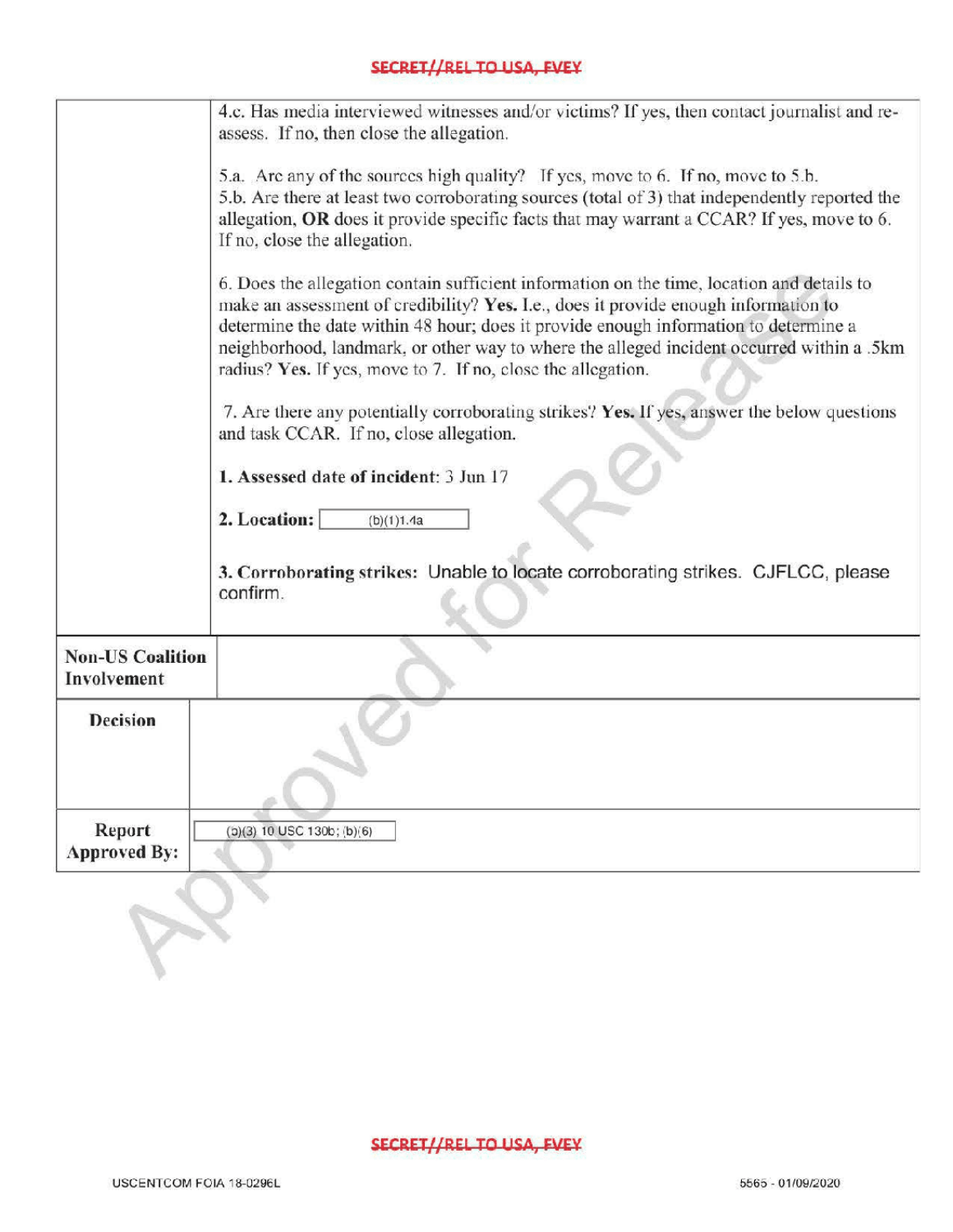|  |  |
|---|---|
|  | 4.c. Has media interviewed witnesses and/or victims? If yes, then contact journalist and re-assess. If no, then close the allegation.<br><br>5.a. Are any of the sources high quality? If yes, move to 6. If no, move to 5.b.<br>5.b. Are there at least two corroborating sources (total of 3) that independently reported the allegation, **OR** does it provide specific facts that may warrant a CCAR? If yes, move to 6. If no, close the allegation.<br><br>6. Does the allegation contain sufficient information on the time, location and details to make an assessment of credibility? **Yes.** I.e., does it provide enough information to determine the date within 48 hour; does it provide enough information to determine a neighborhood, landmark, or other way to where the alleged incident occurred within a .5km radius? **Yes.** If yes, move to 7. If no, close the allegation.<br><br>7. Are there any potentially corroborating strikes? **Yes.** If yes, answer the below questions and task CCAR. If no, close allegation.<br><br>**1. Assessed date of incident**: 3 Jun 17<br><br>**2. Location:** (b)(1)1.4a<br><br>**3. Corroborating strikes:** Unable to locate corroborating strikes. CJFLCC, please confirm. |
| **Non-US Coalition Involvement** |  |
| **Decision** |  |
| **Report Approved By:** | (b)(3) 10 USC 130b; (b)(6) |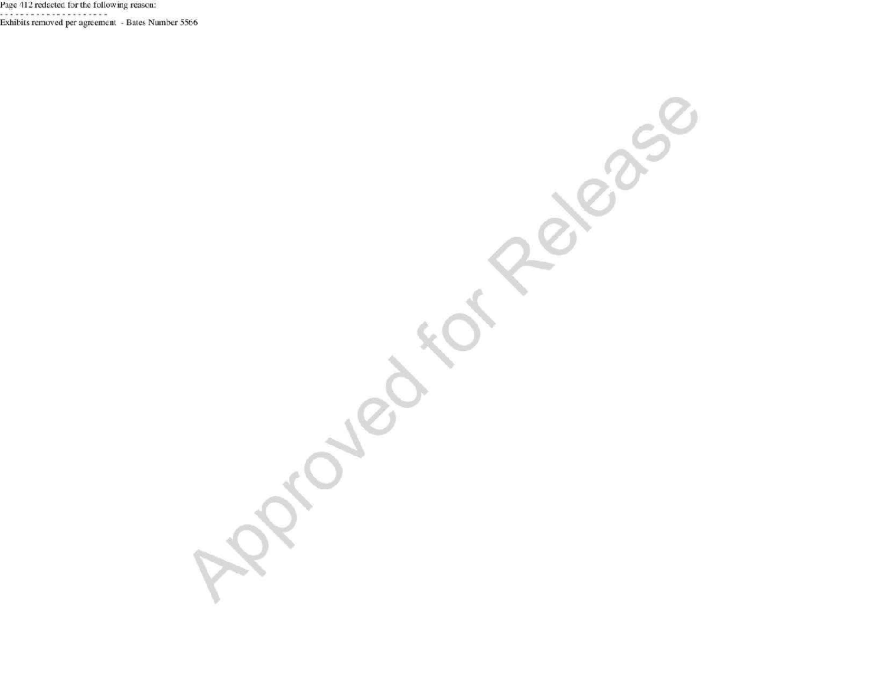Page 412 redacted for the following reason:

- - - - - - - - - - - - - - - - - - - -

Exhibits removed per agreement - Bates Number 5566

Approved for Release